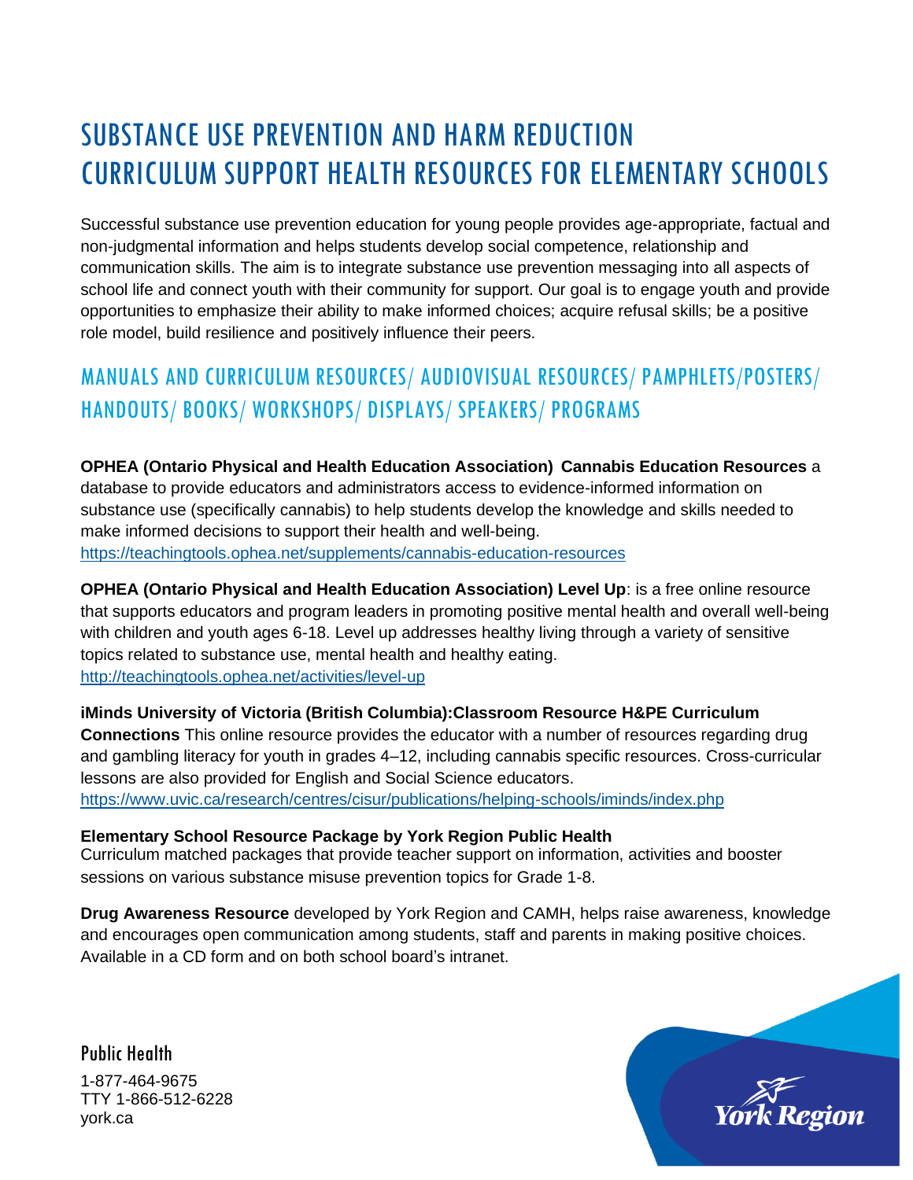# SUBSTANCE USE PREVENTION AND HARM REDUCTION CURRICULUM SUPPORT HEALTH RESOURCES FOR ELEMENTARY SCHOOLS

Successful substance use prevention education for young people provides age-appropriate, factual and non-judgmental information and helps students develop social competence, relationship and communication skills. The aim is to integrate substance use prevention messaging into all aspects of school life and connect youth with their community for support. Our goal is to engage youth and provide opportunities to emphasize their ability to make informed choices; acquire refusal skills; be a positive role model, build resilience and positively influence their peers.

## MANUALS AND CURRICULUM RESOURCES/ AUDIOVISUAL RESOURCES/ PAMPHLETS/POSTERS/ HANDOUTS/ BOOKS/ WORKSHOPS/ DISPLAYS/ SPEAKERS/ PROGRAMS

**OPHEA (Ontario Physical and Health Education Association) Cannabis Education Resources** a database to provide educators and administrators access to evidence-informed information on substance use (specifically cannabis) to help students develop the knowledge and skills needed to make informed decisions to support their health and well-being.
https://teachingtools.ophea.net/supplements/cannabis-education-resources

**OPHEA (Ontario Physical and Health Education Association) Level Up**: is a free online resource that supports educators and program leaders in promoting positive mental health and overall well-being with children and youth ages 6-18. Level up addresses healthy living through a variety of sensitive topics related to substance use, mental health and healthy eating.
http://teachingtools.ophea.net/activities/level-up

**iMinds University of Victoria (British Columbia):Classroom Resource H&PE Curriculum Connections** This online resource provides the educator with a number of resources regarding drug and gambling literacy for youth in grades 4–12, including cannabis specific resources. Cross-curricular lessons are also provided for English and Social Science educators.
https://www.uvic.ca/research/centres/cisur/publications/helping-schools/iminds/index.php

**Elementary School Resource Package by York Region Public Health**
Curriculum matched packages that provide teacher support on information, activities and booster sessions on various substance misuse prevention topics for Grade 1-8.

**Drug Awareness Resource** developed by York Region and CAMH, helps raise awareness, knowledge and encourages open communication among students, staff and parents in making positive choices. Available in a CD form and on both school board's intranet.

Public Health
1-877-464-9675
TTY 1-866-512-6228
york.ca

York Region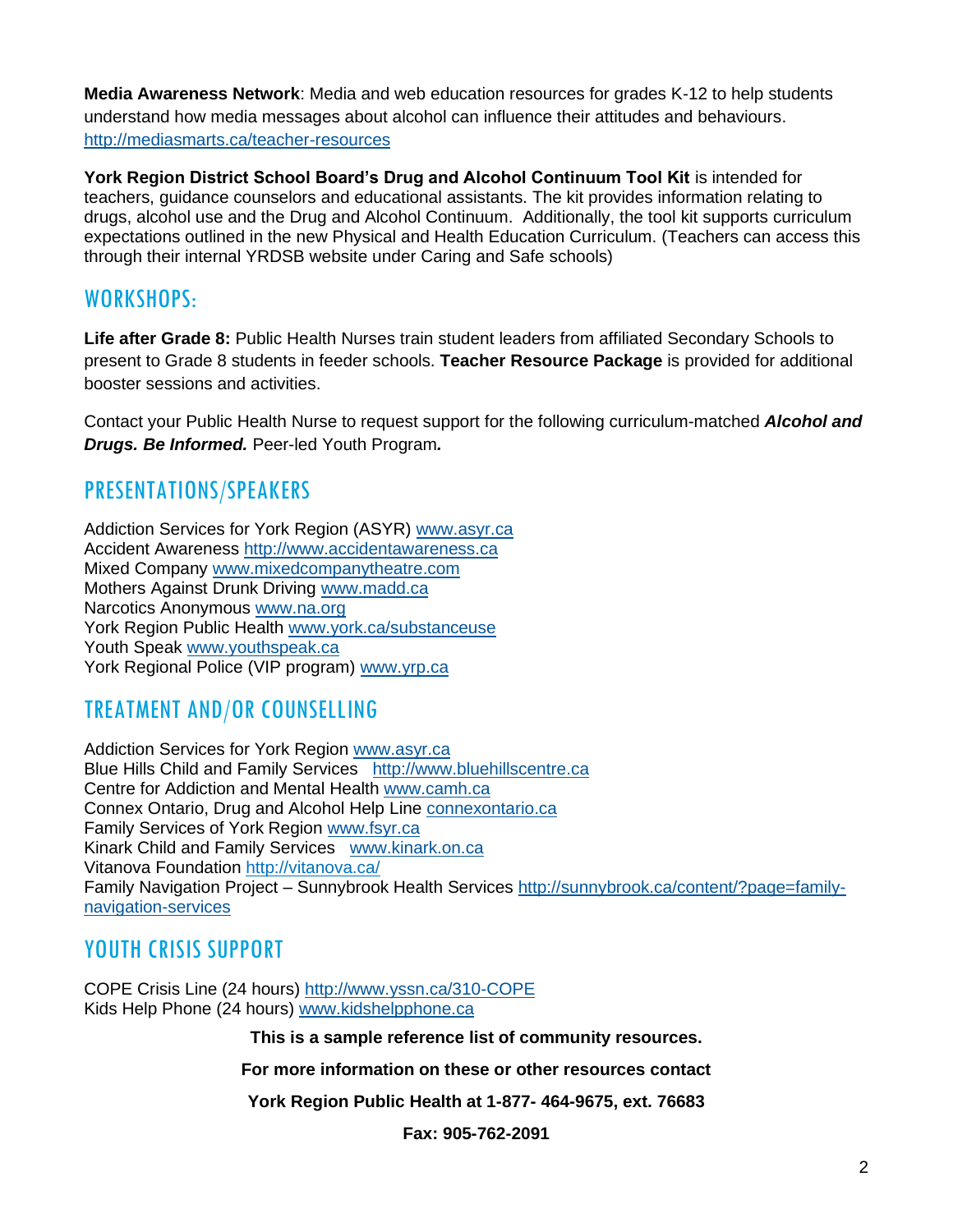**Media Awareness Network**: Media and web education resources for grades K-12 to help students understand how media messages about alcohol can influence their attitudes and behaviours. http://mediasmarts.ca/teacher-resources

**York Region District School Board's Drug and Alcohol Continuum Tool Kit** is intended for teachers, guidance counselors and educational assistants. The kit provides information relating to drugs, alcohol use and the Drug and Alcohol Continuum. Additionally, the tool kit supports curriculum expectations outlined in the new Physical and Health Education Curriculum. (Teachers can access this through their internal YRDSB website under Caring and Safe schools)

## WORKSHOPS:

**Life after Grade 8:** Public Health Nurses train student leaders from affiliated Secondary Schools to present to Grade 8 students in feeder schools. **Teacher Resource Package** is provided for additional booster sessions and activities.

Contact your Public Health Nurse to request support for the following curriculum-matched ***Alcohol and Drugs. Be Informed.*** Peer-led Youth Program***.***

## PRESENTATIONS/SPEAKERS

Addiction Services for York Region (ASYR) www.asyr.ca
Accident Awareness http://www.accidentawareness.ca
Mixed Company www.mixedcompanytheatre.com
Mothers Against Drunk Driving www.madd.ca
Narcotics Anonymous www.na.org
York Region Public Health www.york.ca/substanceuse
Youth Speak www.youthspeak.ca
York Regional Police (VIP program) www.yrp.ca

## TREATMENT AND/OR COUNSELLING

Addiction Services for York Region www.asyr.ca
Blue Hills Child and Family Services http://www.bluehillscentre.ca
Centre for Addiction and Mental Health www.camh.ca
Connex Ontario, Drug and Alcohol Help Line connexontario.ca
Family Services of York Region www.fsyr.ca
Kinark Child and Family Services www.kinark.on.ca
Vitanova Foundation http://vitanova.ca/
Family Navigation Project – Sunnybrook Health Services http://sunnybrook.ca/content/?page=family-navigation-services

## YOUTH CRISIS SUPPORT

COPE Crisis Line (24 hours) http://www.yssn.ca/310-COPE
Kids Help Phone (24 hours) www.kidshelpphone.ca

**This is a sample reference list of community resources.**

**For more information on these or other resources contact**

**York Region Public Health at 1-877- 464-9675, ext. 76683**

**Fax: 905-762-2091**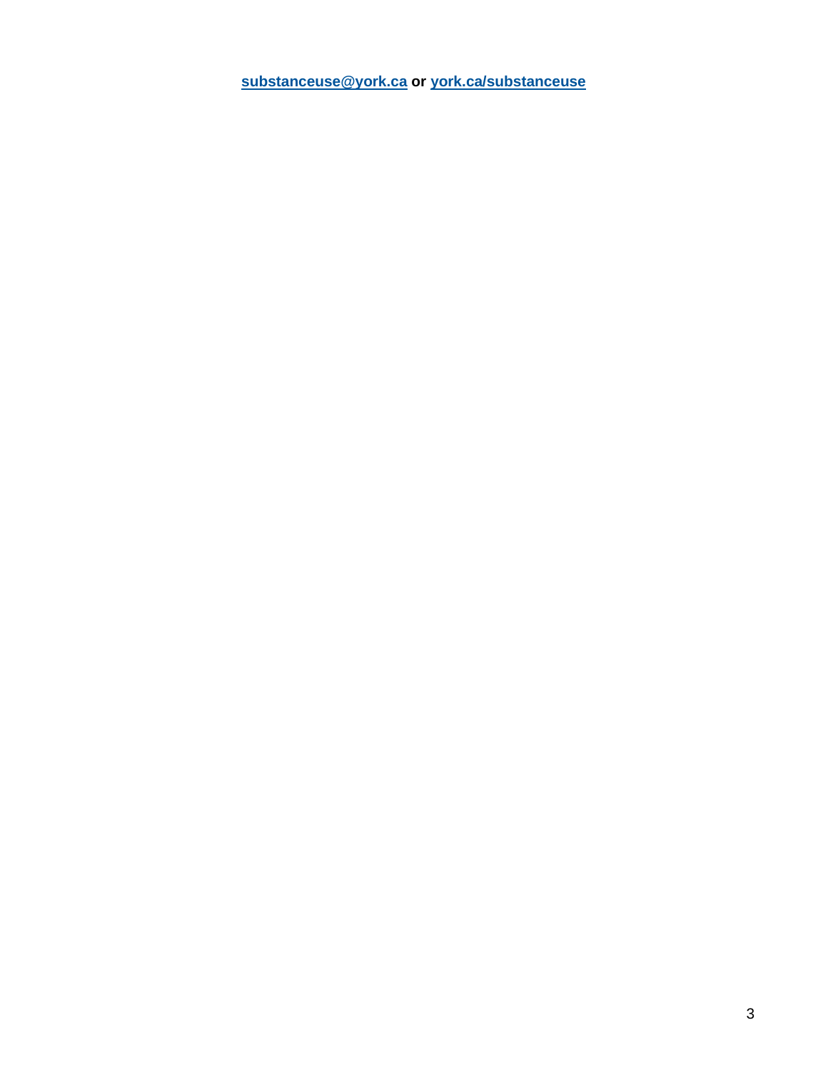**[substanceuse@york.ca](mailto:substanceuse@york.ca) or [york.ca/substanceuse](https://york.ca/substanceuse)**